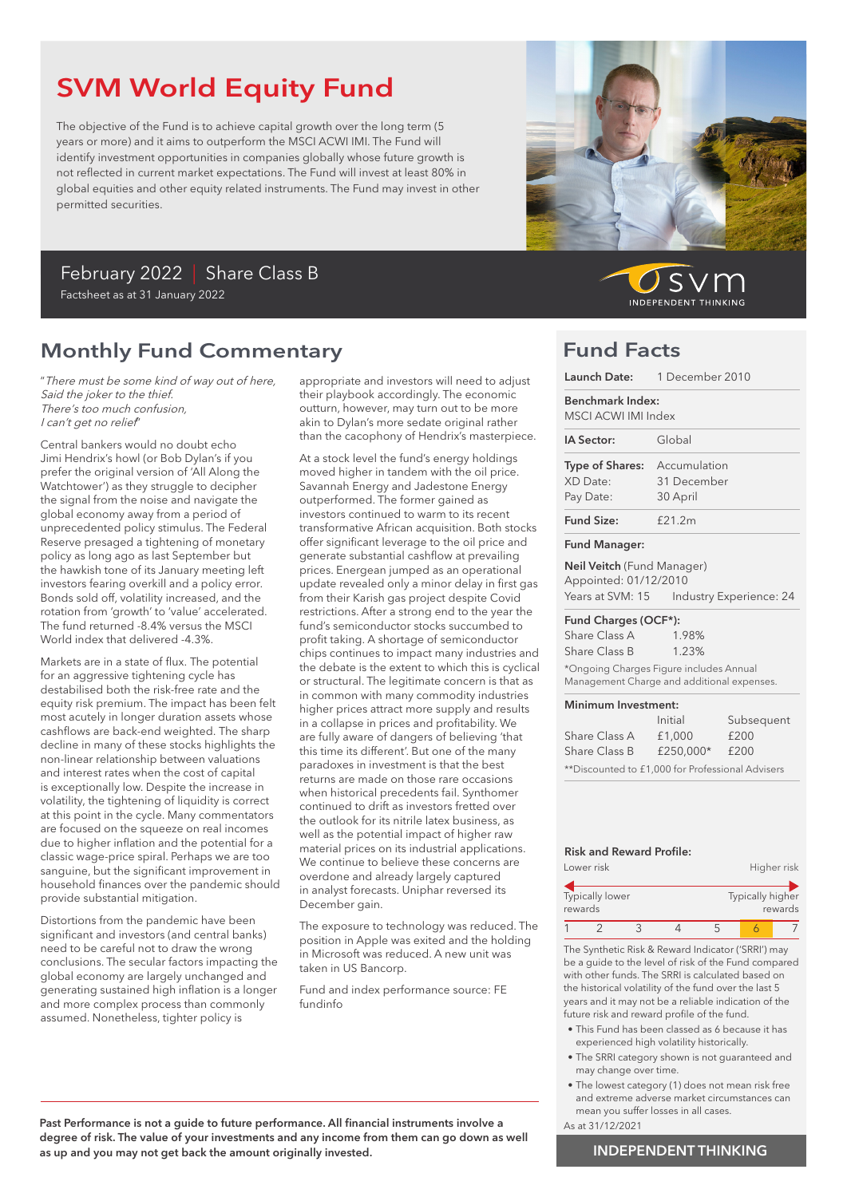# SVM World Equity Fund

The objective of the Fund is to achieve capital growth over the long term (5 years or more) and it aims to outperform the MSCI ACWI IMI. The Fund will identify investment opportunities in companies globally whose future growth is not reflected in current market expectations. The Fund will invest at least 80% in global equities and other equity related instruments. The Fund may invest in other permitted securities.

February 2022 | Share Class B

Factsheet as at 31 January 2022

SVM INDEPENDENT THINKING

## Monthly Fund Commentary

"*There must be some kind of way out of here,*
*Said the joker to the thief.*
*There's too much confusion,*
*I can't get no relief*"

Central bankers would no doubt echo Jimi Hendrix's howl (or Bob Dylan's if you prefer the original version of 'All Along the Watchtower') as they struggle to decipher the signal from the noise and navigate the global economy away from a period of unprecedented policy stimulus. The Federal Reserve presaged a tightening of monetary policy as long ago as last September but the hawkish tone of its January meeting left investors fearing overkill and a policy error. Bonds sold off, volatility increased, and the rotation from 'growth' to 'value' accelerated. The fund returned -8.4% versus the MSCI World index that delivered -4.3%.

Markets are in a state of flux. The potential for an aggressive tightening cycle has destabilised both the risk-free rate and the equity risk premium. The impact has been felt most acutely in longer duration assets whose cashflows are back-end weighted. The sharp decline in many of these stocks highlights the non-linear relationship between valuations and interest rates when the cost of capital is exceptionally low. Despite the increase in volatility, the tightening of liquidity is correct at this point in the cycle. Many commentators are focused on the squeeze on real incomes due to higher inflation and the potential for a classic wage-price spiral. Perhaps we are too sanguine, but the significant improvement in household finances over the pandemic should provide substantial mitigation.

Distortions from the pandemic have been significant and investors (and central banks) need to be careful not to draw the wrong conclusions. The secular factors impacting the global economy are largely unchanged and generating sustained high inflation is a longer and more complex process than commonly assumed. Nonetheless, tighter policy is appropriate and investors will need to adjust their playbook accordingly. The economic outturn, however, may turn out to be more akin to Dylan's more sedate original rather than the cacophony of Hendrix's masterpiece.

At a stock level the fund's energy holdings moved higher in tandem with the oil price. Savannah Energy and Jadestone Energy outperformed. The former gained as investors continued to warm to its recent transformative African acquisition. Both stocks offer significant leverage to the oil price and generate substantial cashflow at prevailing prices. Energean jumped as an operational update revealed only a minor delay in first gas from their Karish gas project despite Covid restrictions. After a strong end to the year the fund's semiconductor stocks succumbed to profit taking. A shortage of semiconductor chips continues to impact many industries and the debate is the extent to which this is cyclical or structural. The legitimate concern is that as in common with many commodity industries higher prices attract more supply and results in a collapse in prices and profitability. We are fully aware of dangers of believing 'that this time its different'. But one of the many paradoxes in investment is that the best returns are made on those rare occasions when historical precedents fail. Synthomer continued to drift as investors fretted over the outlook for its nitrile latex business, as well as the potential impact of higher raw material prices on its industrial applications. We continue to believe these concerns are overdone and already largely captured in analyst forecasts. Uniphar reversed its December gain.

The exposure to technology was reduced. The position in Apple was exited and the holding in Microsoft was reduced. A new unit was taken in US Bancorp.

Fund and index performance source: FE fundinfo

## Fund Facts

| | |
|---|---|
| **Launch Date:** | 1 December 2010 |
| **Benchmark Index:** | MSCI ACWI IMI Index |
| **IA Sector:** | Global |
| **Type of Shares:** | Accumulation |
| XD Date: | 31 December |
| Pay Date: | 30 April |
| **Fund Size:** | £21.2m |

**Fund Manager:**

**Neil Veitch** (Fund Manager)
Appointed: 01/12/2010
Years at SVM: 15 Industry Experience: 24

**Fund Charges (OCF*):**

| | |
|---|---|
| Share Class A | 1.98% |
| Share Class B | 1.23% |

*Ongoing Charges Figure includes Annual Management Charge and additional expenses.

**Minimum Investment:**

| | Initial | Subsequent |
|---|---|---|
| Share Class A | £1,000 | £200 |
| Share Class B | £250,000* | £200 |

**Discounted to £1,000 for Professional Advisers

**Risk and Reward Profile:**

Lower risk — Higher risk

Typically lower rewards — Typically higher rewards

1 2 3 4 5 **6** 7

The Synthetic Risk & Reward Indicator ('SRRI') may be a guide to the level of risk of the Fund compared with other funds. The SRRI is calculated based on the historical volatility of the fund over the last 5 years and it may not be a reliable indication of the future risk and reward profile of the fund.

- This Fund has been classed as 6 because it has experienced high volatility historically.
- The SRRI category shown is not guaranteed and may change over time.
- The lowest category (1) does not mean risk free and extreme adverse market circumstances can mean you suffer losses in all cases.

As at 31/12/2021

**Past Performance is not a guide to future performance. All financial instruments involve a degree of risk. The value of your investments and any income from them can go down as well as up and you may not get back the amount originally invested.**

INDEPENDENT THINKING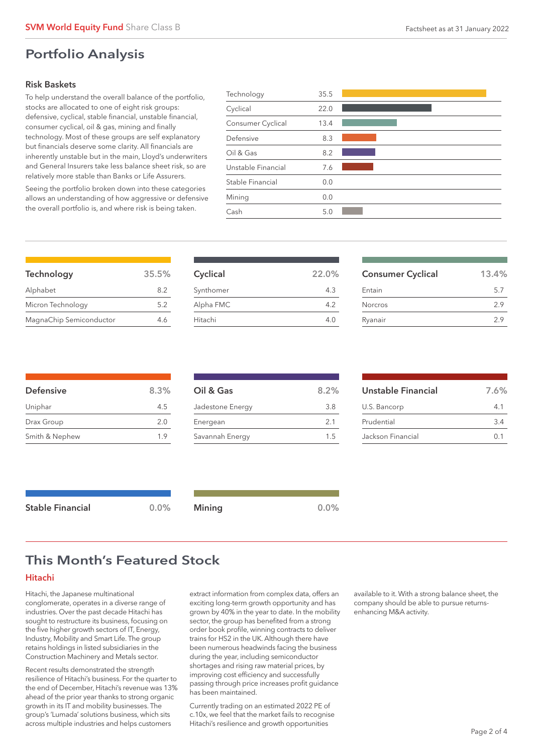# Portfolio Analysis

### Risk Baskets

To help understand the overall balance of the portfolio, stocks are allocated to one of eight risk groups: defensive, cyclical, stable financial, unstable financial, consumer cyclical, oil & gas, mining and finally technology. Most of these groups are self explanatory but financials deserve some clarity. All financials are inherently unstable but in the main, Lloyd's underwriters and General Insurers take less balance sheet risk, so are relatively more stable than Banks or Life Assurers.

Seeing the portfolio broken down into these categories allows an understanding of how aggressive or defensive the overall portfolio is, and where risk is being taken.

| Risk Basket | % |
|---|---|
| Technology | 35.5 |
| Cyclical | 22.0 |
| Consumer Cyclical | 13.4 |
| Defensive | 8.3 |
| Oil & Gas | 8.2 |
| Unstable Financial | 7.6 |
| Stable Financial | 0.0 |
| Mining | 0.0 |
| Cash | 5.0 |

| Technology | 35.5% |
|---|---|
| Alphabet | 8.2 |
| Micron Technology | 5.2 |
| MagnaChip Semiconductor | 4.6 |

| Cyclical | 22.0% |
|---|---|
| Synthomer | 4.3 |
| Alpha FMC | 4.2 |
| Hitachi | 4.0 |

| Consumer Cyclical | 13.4% |
|---|---|
| Entain | 5.7 |
| Norcros | 2.9 |
| Ryanair | 2.9 |

| Defensive | 8.3% |
|---|---|
| Uniphar | 4.5 |
| Drax Group | 2.0 |
| Smith & Nephew | 1.9 |

| Oil & Gas | 8.2% |
|---|---|
| Jadestone Energy | 3.8 |
| Energean | 2.1 |
| Savannah Energy | 1.5 |

| Unstable Financial | 7.6% |
|---|---|
| U.S. Bancorp | 4.1 |
| Prudential | 3.4 |
| Jackson Financial | 0.1 |

**Stable Financial** 0.0%

**Mining** 0.0%

## This Month's Featured Stock

### Hitachi

Hitachi, the Japanese multinational conglomerate, operates in a diverse range of industries. Over the past decade Hitachi has sought to restructure its business, focusing on the five higher growth sectors of IT, Energy, Industry, Mobility and Smart Life. The group retains holdings in listed subsidiaries in the Construction Machinery and Metals sector.

Recent results demonstrated the strength resilience of Hitachi's business. For the quarter to the end of December, Hitachi's revenue was 13% ahead of the prior year thanks to strong organic growth in its IT and mobility businesses. The group's 'Lumada' solutions business, which sits across multiple industries and helps customers extract information from complex data, offers an exciting long-term growth opportunity and has grown by 40% in the year to date. In the mobility sector, the group has benefited from a strong order book profile, winning contracts to deliver trains for HS2 in the UK. Although there have been numerous headwinds facing the business during the year, including semiconductor shortages and rising raw material prices, by improving cost efficiency and successfully passing through price increases profit guidance has been maintained.

Currently trading on an estimated 2022 PE of c.10x, we feel that the market fails to recognise Hitachi's resilience and growth opportunities available to it. With a strong balance sheet, the company should be able to pursue returns-enhancing M&A activity.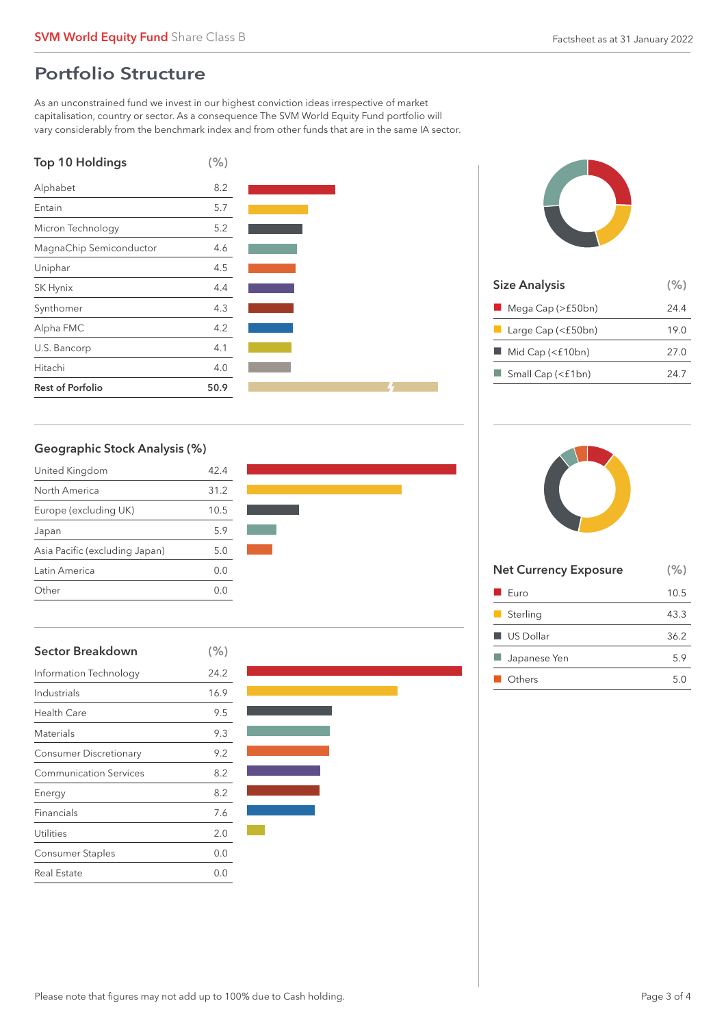## Portfolio Structure

As an unconstrained fund we invest in our highest conviction ideas irrespective of market capitalisation, country or sector. As a consequence The SVM World Equity Fund portfolio will vary considerably from the benchmark index and from other funds that are in the same IA sector.

### Top 10 Holdings

| Top 10 Holdings | (%) |
|---|---|
| Alphabet | 8.2 |
| Entain | 5.7 |
| Micron Technology | 5.2 |
| MagnaChip Semiconductor | 4.6 |
| Uniphar | 4.5 |
| SK Hynix | 4.4 |
| Synthomer | 4.3 |
| Alpha FMC | 4.2 |
| U.S. Bancorp | 4.1 |
| Hitachi | 4.0 |
| **Rest of Porfolio** | **50.9** |

### Size Analysis

| Size Analysis | (%) |
|---|---|
| Mega Cap (>£50bn) | 24.4 |
| Large Cap (<£50bn) | 19.0 |
| Mid Cap (<£10bn) | 27.0 |
| Small Cap (<£1bn) | 24.7 |

### Geographic Stock Analysis (%)

| Geographic Stock Analysis | (%) |
|---|---|
| United Kingdom | 42.4 |
| North America | 31.2 |
| Europe (excluding UK) | 10.5 |
| Japan | 5.9 |
| Asia Pacific (excluding Japan) | 5.0 |
| Latin America | 0.0 |
| Other | 0.0 |

### Net Currency Exposure

| Net Currency Exposure | (%) |
|---|---|
| Euro | 10.5 |
| Sterling | 43.3 |
| US Dollar | 36.2 |
| Japanese Yen | 5.9 |
| Others | 5.0 |

### Sector Breakdown

| Sector Breakdown | (%) |
|---|---|
| Information Technology | 24.2 |
| Industrials | 16.9 |
| Health Care | 9.5 |
| Materials | 9.3 |
| Consumer Discretionary | 9.2 |
| Communication Services | 8.2 |
| Energy | 8.2 |
| Financials | 7.6 |
| Utilities | 2.0 |
| Consumer Staples | 0.0 |
| Real Estate | 0.0 |

Please note that figures may not add up to 100% due to Cash holding.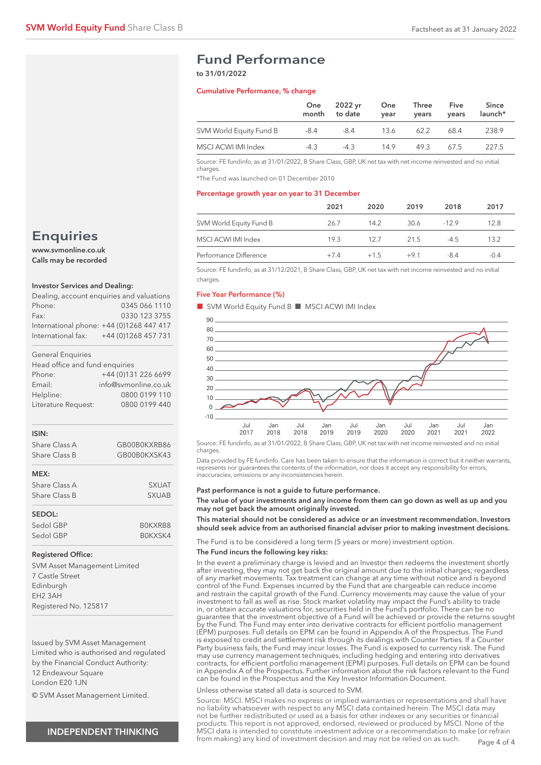# Fund Performance

to 31/01/2022

### Cumulative Performance, % change

| | One month | 2022 yr to date | One year | Three years | Five years | Since launch* |
|---|---|---|---|---|---|---|
| SVM World Equity Fund B | -8.4 | -8.4 | 13.6 | 62.2 | 68.4 | 238.9 |
| MSCI ACWI IMI Index | -4.3 | -4.3 | 14.9 | 49.3 | 67.5 | 227.5 |

Source: FE fundinfo, as at 31/01/2022, B Share Class, GBP, UK net tax with net income reinvested and no initial charges.

*The Fund was launched on 01 December 2010

### Percentage growth year on year to 31 December

| | 2021 | 2020 | 2019 | 2018 | 2017 |
|---|---|---|---|---|---|
| SVM World Equity Fund B | 26.7 | 14.2 | 30.6 | -12.9 | 12.8 |
| MSCI ACWI IMI Index | 19.3 | 12.7 | 21.5 | -4.5 | 13.2 |
| Performance Difference | +7.4 | +1.5 | +9.1 | -8.4 | -0.4 |

Source: FE fundinfo, as at 31/12/2021, B Share Class, GBP, UK net tax with net income reinvested and no initial charges.

### Five Year Performance (%)

SVM World Equity Fund B
MSCI ACWI IMI Index

90
80
70
60
50
40
30
20
10
0
-10

Jul 2017
Jan 2018
Jul 2018
Jan 2019
Jul 2019
Jan 2020
Jul 2020
Jan 2021
Jul 2021
Jan 2022

Source: FE fundinfo, as at 31/01/2022, B Share Class, GBP, UK net tax with net income reinvested and no initial charges.

Data provided by FE fundinfo. Care has been taken to ensure that the information is correct but it neither warrants, represents nor guarantees the contents of the information, nor does it accept any responsibility for errors, inaccuracies, omissions or any inconsistencies herein.

**Past performance is not a guide to future performance.**

**The value of your investments and any income from them can go down as well as up and you may not get back the amount originally invested.**

**This material should not be considered as advice or an investment recommendation. Investors should seek advice from an authorised financial adviser prior to making investment decisions.**

The Fund is to be considered a long term (5 years or more) investment option.

**The Fund incurs the following key risks:**

In the event a preliminary charge is levied and an Investor then redeems the investment shortly after investing, they may not get back the original amount due to the initial charges; regardless of any market movements. Tax treatment can change at any time without notice and is beyond control of the Fund. Expenses incurred by the Fund that are chargeable can reduce income and restrain the capital growth of the Fund. Currency movements may cause the value of your investment to fall as well as rise. Stock market volatility may impact the Fund's ability to trade in, or obtain accurate valuations for, securities held in the Fund's portfolio. There can be no guarantee that the investment objective of a Fund will be achieved or provide the returns sought by the Fund. The Fund may enter into derivative contracts for efficient portfolio management (EPM) purposes. Full details on EPM can be found in Appendix A of the Prospectus. The Fund is exposed to credit and settlement risk through its dealings with Counter Parties. If a Counter Party business fails, the Fund may incur losses. The Fund is exposed to currency risk. The Fund may use currency management techniques, including hedging and entering into derivatives contracts, for efficient portfolio management (EPM) purposes. Full details on EPM can be found in Appendix A of the Prospectus. Further information about the risk factors relevant to the Fund can be found in the Prospectus and the Key Investor Information Document.

Unless otherwise stated all data is sourced to SVM.

Source: MSCI. MSCI makes no express or implied warranties or representations and shall have no liability whatsoever with respect to any MSCI data contained herein. The MSCI data may not be further redistributed or used as a basis for other indexes or any securities or financial products. This report is not approved, endorsed, reviewed or produced by MSCI. None of the MSCI data is intended to constitute investment advice or a recommendation to make (or refrain from making) any kind of investment decision and may not be relied on as such.

## Enquiries

**www.svmonline.co.uk**
**Calls may be recorded**

**Investor Services and Dealing:**

Dealing, account enquiries and valuations

| | |
|---|---|
| Phone: | 0345 066 1110 |
| Fax: | 0330 123 3755 |
| International phone: | +44 (0)1268 447 417 |
| International fax: | +44 (0)1268 457 731 |

General Enquiries
Head office and fund enquiries

| | |
|---|---|
| Phone: | +44 (0)131 226 6699 |
| Email: | info@svmonline.co.uk |
| Helpline: | 0800 0199 110 |
| Literature Request: | 0800 0199 440 |

**ISIN:**

| | |
|---|---|
| Share Class A | GB00B0KXRB86 |
| Share Class B | GB00B0KXSK43 |

**MEX:**

| | |
|---|---|
| Share Class A | SXUAT |
| Share Class B | SXUAB |

**SEDOL:**

| | |
|---|---|
| Sedol GBP | B0KXRB8 |
| Sedol GBP | B0KXSK4 |

**Registered Office:**

SVM Asset Management Limited
7 Castle Street
Edinburgh
EH2 3AH
Registered No. 125817

Issued by SVM Asset Management Limited who is authorised and regulated by the Financial Conduct Authority:
12 Endeavour Square
London E20 1JN

© SVM Asset Management Limited.

**INDEPENDENT THINKING**